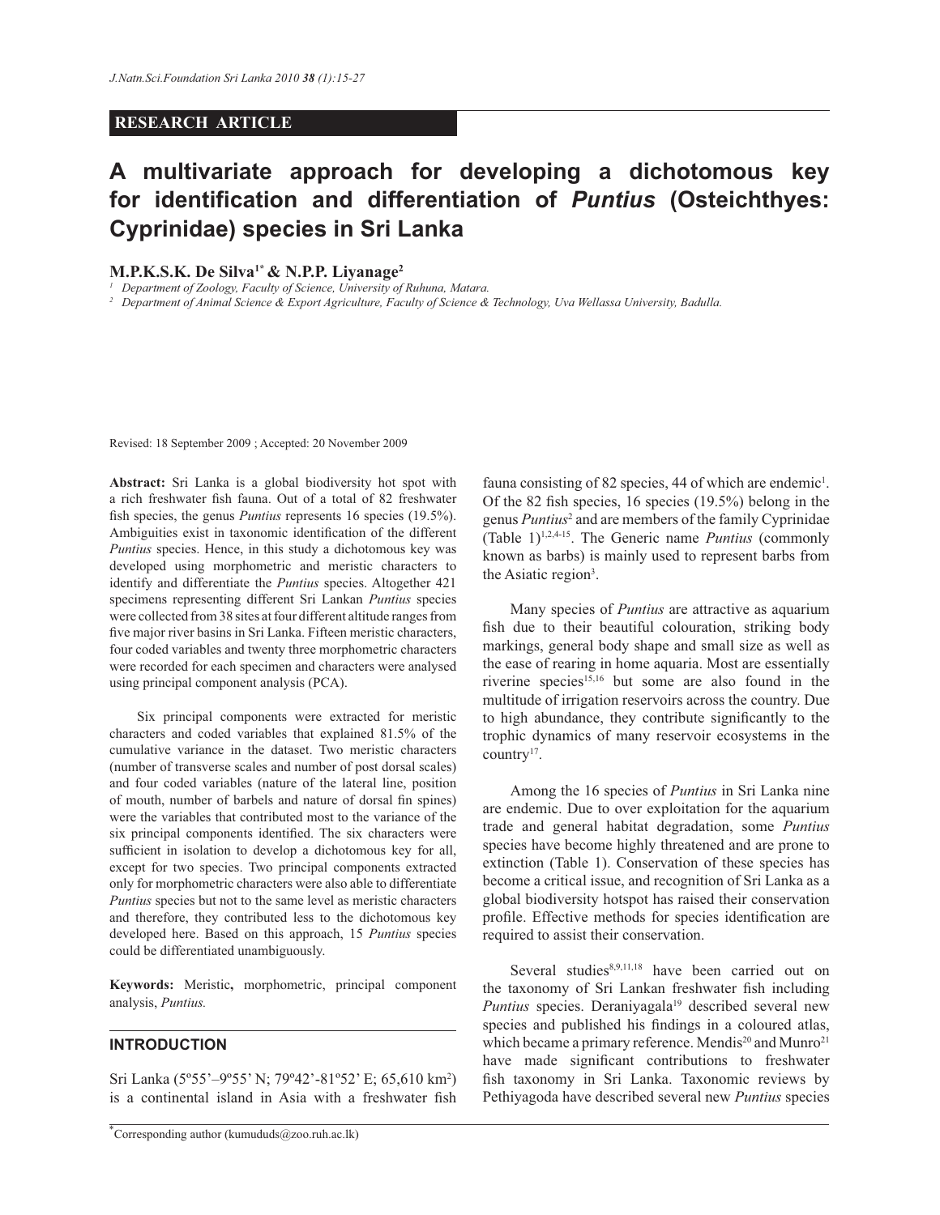**RESEARCH ARTICLE**

# A multivariate approach for developing a dichotomous key for identification and differentiation of *Puntius* (Osteichthyes: Cyprinidae) species in Sri Lanka

**M.P.K.S.K. De Silva[1*] & N.P.P. Liyanage[2]**

[1] Department of Zoology, Faculty of Science, University of Ruhuna, Matara.

[2] Department of Animal Science & Export Agriculture, Faculty of Science & Technology, Uva Wellassa University, Badulla.

Revised: 18 September 2009 ; Accepted: 20 November 2009

**Abstract:** Sri Lanka is a global biodiversity hot spot with a rich freshwater fish fauna. Out of a total of 82 freshwater fish species, the genus *Puntius* represents 16 species (19.5%). Ambiguities exist in taxonomic identification of the different *Puntius* species. Hence, in this study a dichotomous key was developed using morphometric and meristic characters to identify and differentiate the *Puntius* species. Altogether 421 specimens representing different Sri Lankan *Puntius* species were collected from 38 sites at four different altitude ranges from five major river basins in Sri Lanka. Fifteen meristic characters, four coded variables and twenty three morphometric characters were recorded for each specimen and characters were analysed using principal component analysis (PCA).

Six principal components were extracted for meristic characters and coded variables that explained 81.5% of the cumulative variance in the dataset. Two meristic characters (number of transverse scales and number of post dorsal scales) and four coded variables (nature of the lateral line, position of mouth, number of barbels and nature of dorsal fin spines) were the variables that contributed most to the variance of the six principal components identified. The six characters were sufficient in isolation to develop a dichotomous key for all, except for two species. Two principal components extracted only for morphometric characters were also able to differentiate *Puntius* species but not to the same level as meristic characters and therefore, they contributed less to the dichotomous key developed here. Based on this approach, 15 *Puntius* species could be differentiated unambiguously.

**Keywords:** Meristic**,** morphometric, principal component analysis, *Puntius.*

## INTRODUCTION

Sri Lanka (5º55'–9º55' N; 79º42'-81º52' E; 65,610 km$^2$) is a continental island in Asia with a freshwater fish fauna consisting of 82 species, 44 of which are endemic[1]. Of the 82 fish species, 16 species (19.5%) belong in the genus *Puntius*[2] and are members of the family Cyprinidae (Table 1)[1,2,4-15]. The Generic name *Puntius* (commonly known as barbs) is mainly used to represent barbs from the Asiatic region[3].

Many species of *Puntius* are attractive as aquarium fish due to their beautiful colouration, striking body markings, general body shape and small size as well as the ease of rearing in home aquaria. Most are essentially riverine species[15,16] but some are also found in the multitude of irrigation reservoirs across the country. Due to high abundance, they contribute significantly to the trophic dynamics of many reservoir ecosystems in the country[17].

Among the 16 species of *Puntius* in Sri Lanka nine are endemic. Due to over exploitation for the aquarium trade and general habitat degradation, some *Puntius* species have become highly threatened and are prone to extinction (Table 1). Conservation of these species has become a critical issue, and recognition of Sri Lanka as a global biodiversity hotspot has raised their conservation profile. Effective methods for species identification are required to assist their conservation.

Several studies[8,9,11,18] have been carried out on the taxonomy of Sri Lankan freshwater fish including *Puntius* species. Deraniyagala[19] described several new species and published his findings in a coloured atlas, which became a primary reference. Mendis[20] and Munro[21] have made significant contributions to freshwater fish taxonomy in Sri Lanka. Taxonomic reviews by Pethiyagoda have described several new *Puntius* species

[*]Corresponding author (kumududs@zoo.ruh.ac.lk)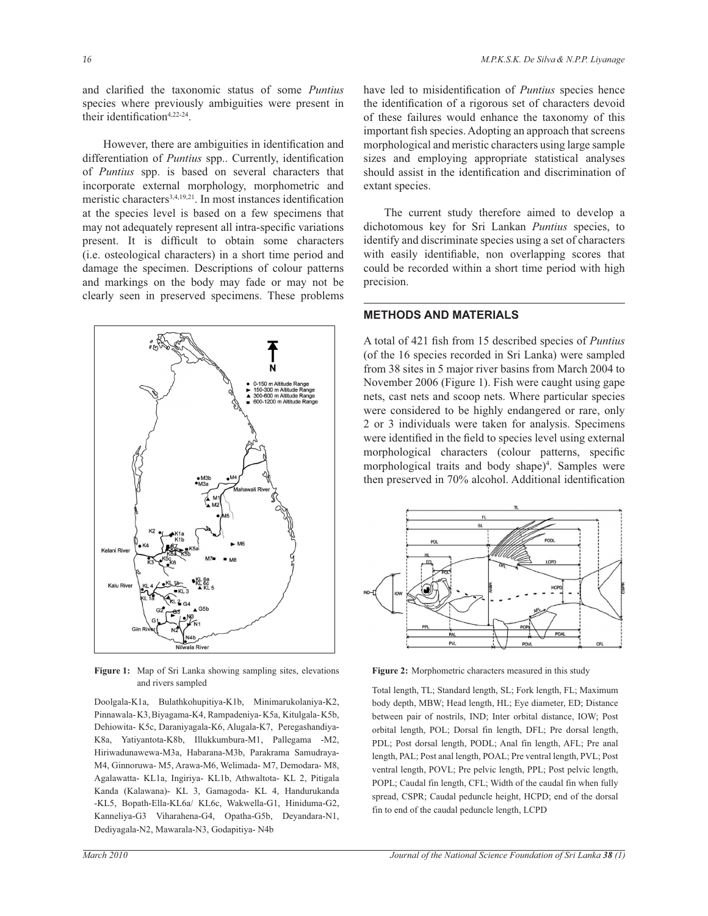and clarified the taxonomic status of some *Puntius* species where previously ambiguities were present in their identification[4,22-24].

However, there are ambiguities in identification and differentiation of *Puntius* spp.. Currently, identification of *Puntius* spp. is based on several characters that incorporate external morphology, morphometric and meristic characters[3,4,19,21]. In most instances identification at the species level is based on a few specimens that may not adequately represent all intra-specific variations present. It is difficult to obtain some characters (i.e. osteological characters) in a short time period and damage the specimen. Descriptions of colour patterns and markings on the body may fade or may not be clearly seen in preserved specimens. These problems have led to misidentification of *Puntius* species hence the identification of a rigorous set of characters devoid of these failures would enhance the taxonomy of this important fish species. Adopting an approach that screens morphological and meristic characters using large sample sizes and employing appropriate statistical analyses should assist in the identification and discrimination of extant species.

The current study therefore aimed to develop a dichotomous key for Sri Lankan *Puntius* species, to identify and discriminate species using a set of characters with easily identifiable, non overlapping scores that could be recorded within a short time period with high precision.

**Figure 1:** Map of Sri Lanka showing sampling sites, elevations and rivers sampled

Doolgala-K1a, Bulathkohupitiya-K1b, Minimarukolaniya-K2, Pinnawala-K3, Biyagama-K4, Rampadeniya-K5a, Kitulgala-K5b, Dehiowita-K5c, Daraniyagala-K6, Alugala-K7, Peregashandiya-K8a, Yatiyantota-K8b, Illukkumbura-M1, Pallegama -M2, Hiriwadunawewa-M3a, Habarana-M3b, Parakrama Samudraya-M4, Ginnoruwa- M5, Arawa-M6, Welimada- M7, Demodara- M8, Agalawatta- KL1a, Ingiriya- KL1b, Athwaltota- KL 2, Pitigala Kanda (Kalawana)- KL 3, Gamagoda- KL 4, Handurukanda -KL5, Bopath-Ella-KL6a/ KL6c, Wakwella-G1, Hiniduma-G2, Kanneliya-G3 Viharahena-G4, Opatha-G5b, Deyandara-N1, Dediyagala-N2, Mawarala-N3, Godapitiya- N4b

## METHODS AND MATERIALS

A total of 421 fish from 15 described species of *Puntius* (of the 16 species recorded in Sri Lanka) were sampled from 38 sites in 5 major river basins from March 2004 to November 2006 (Figure 1). Fish were caught using gape nets, cast nets and scoop nets. Where particular species were considered to be highly endangered or rare, only 2 or 3 individuals were taken for analysis. Specimens were identified in the field to species level using external morphological characters (colour patterns, specific morphological traits and body shape)[4]. Samples were then preserved in 70% alcohol. Additional identification

**Figure 2:** Morphometric characters measured in this study

Total length, TL; Standard length, SL; Fork length, FL; Maximum body depth, MBW; Head length, HL; Eye diameter, ED; Distance between pair of nostrils, IND; Inter orbital distance, IOW; Post orbital length, POL; Dorsal fin length, DFL; Pre dorsal length, PDL; Post dorsal length, PODL; Anal fin length, AFL; Pre anal length, PAL; Post anal length, POAL; Pre ventral length, PVL; Post ventral length, POVL; Pre pelvic length, PPL; Post pelvic length, POPL; Caudal fin length, CFL; Width of the caudal fin when fully spread, CSPR; Caudal peduncle height, HCPD; end of the dorsal fin to end of the caudal peduncle length, LCPD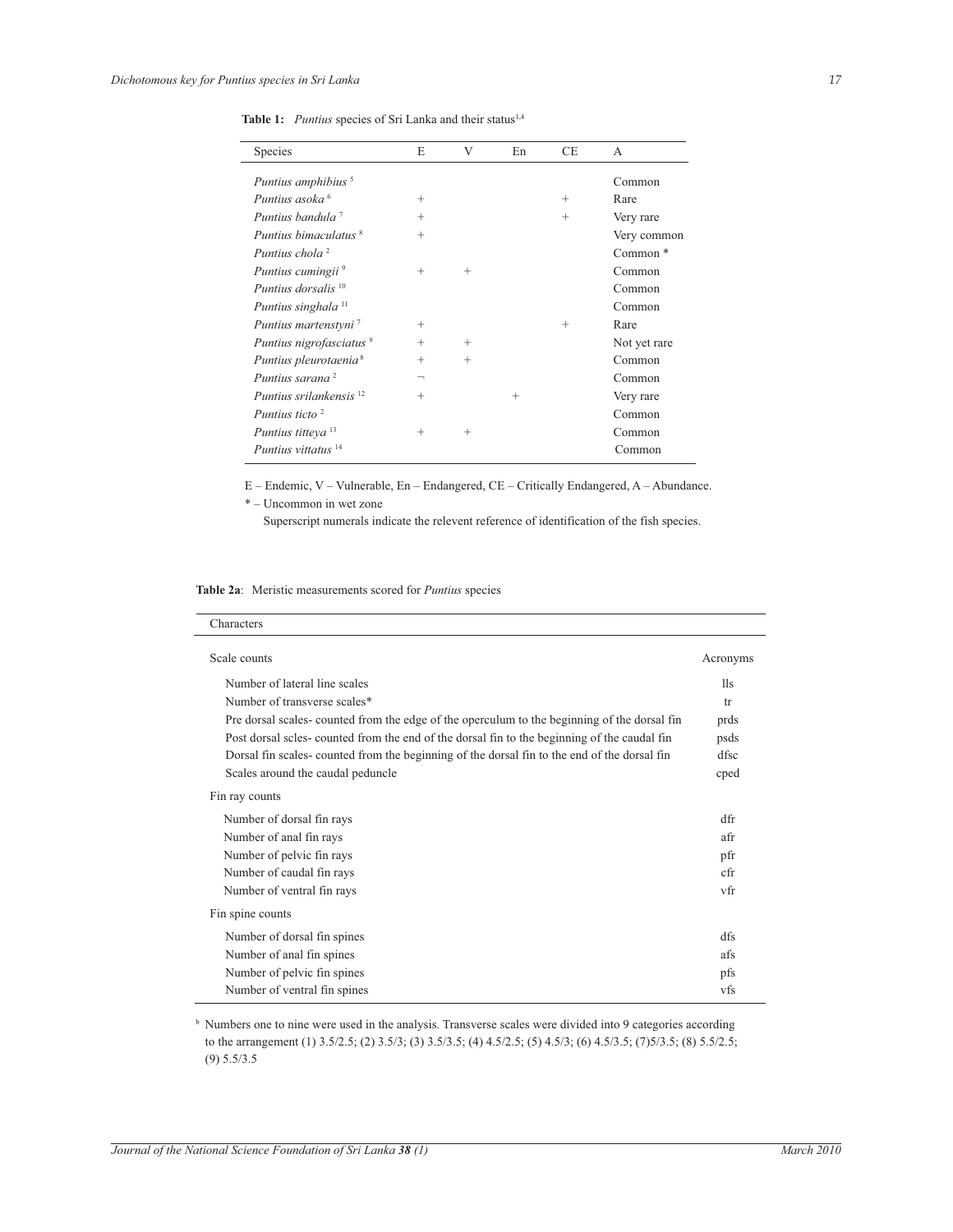**Table 1:** *Puntius* species of Sri Lanka and their status[1,4]

| Species | E | V | En | CE | A |
|---|---|---|---|---|---|
| *Puntius amphibius* [5] | | | | | Common |
| *Puntius asoka* [6] | + | | | + | Rare |
| *Puntius bandula* [7] | + | | | + | Very rare |
| *Puntius bimaculatus* [8] | + | | | | Very common |
| *Puntius chola* [2] | | | | | Common * |
| *Puntius cumingii* [9] | + | + | | | Common |
| *Puntius dorsalis* [10] | | | | | Common |
| *Puntius singhala* [11] | | | | | Common |
| *Puntius martenstyni* [7] | + | | | + | Rare |
| *Puntius nigrofasciatus* [9] | + | + | | | Not yet rare |
| *Puntius pleurotaenia* [8] | + | + | | | Common |
| *Puntius sarana* [2] | ¬ | | | | Common |
| *Puntius srilankensis* [12] | + | | + | | Very rare |
| *Puntius ticto* [2] | | | | | Common |
| *Puntius titteya* [13] | + | + | | | Common |
| *Puntius vittatus* [14] | | | | | Common |

E – Endemic, V – Vulnerable, En – Endangered, CE – Critically Endangered, A – Abundance.

\* – Uncommon in wet zone

Superscript numerals indicate the relevent reference of identification of the fish species.

**Table 2a**: Meristic measurements scored for *Puntius* species

| Characters | |
|---|---|
| **Scale counts** | **Acronyms** |
| Number of lateral line scales | lls |
| Number of transverse scales* | tr |
| Pre dorsal scales- counted from the edge of the operculum to the beginning of the dorsal fin | prds |
| Post dorsal scles- counted from the end of the dorsal fin to the beginning of the caudal fin | psds |
| Dorsal fin scales- counted from the beginning of the dorsal fin to the end of the dorsal fin | dfsc |
| Scales around the caudal peduncle | cped |
| **Fin ray counts** | |
| Number of dorsal fin rays | dfr |
| Number of anal fin rays | afr |
| Number of pelvic fin rays | pfr |
| Number of caudal fin rays | cfr |
| Number of ventral fin rays | vfr |
| **Fin spine counts** | |
| Number of dorsal fin spines | dfs |
| Number of anal fin spines | afs |
| Number of pelvic fin spines | pfs |
| Number of ventral fin spines | vfs |

[b] Numbers one to nine were used in the analysis. Transverse scales were divided into 9 categories according to the arrangement (1) 3.5/2.5; (2) 3.5/3; (3) 3.5/3.5; (4) 4.5/2.5; (5) 4.5/3; (6) 4.5/3.5; (7)5/3.5; (8) 5.5/2.5; (9) 5.5/3.5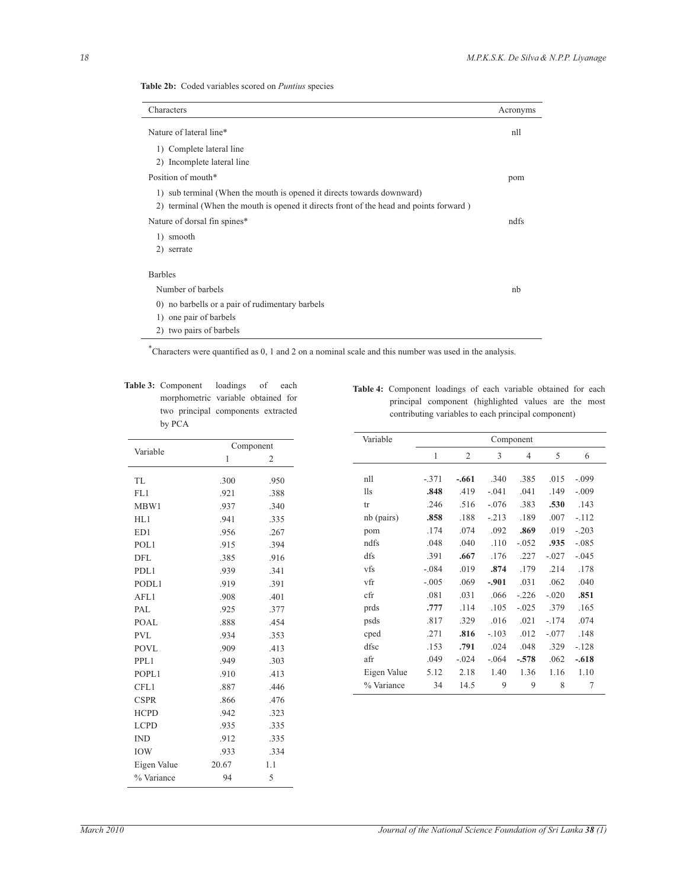**Table 2b:** Coded variables scored on *Puntius* species

| Characters | Acronyms |
|---|---|
| Nature of lateral line* | nll |
| 1) Complete lateral line | |
| 2) Incomplete lateral line | |
| Position of mouth* | pom |
| 1) sub terminal (When the mouth is opened it directs towards downward) | |
| 2) terminal (When the mouth is opened it directs front of the head and points forward ) | |
| Nature of dorsal fin spines* | ndfs |
| 1) smooth | |
| 2) serrate | |
| Barbles | |
| Number of barbels | nb |
| 0) no barbells or a pair of rudimentary barbels | |
| 1) one pair of barbels | |
| 2) two pairs of barbels | |

*Characters were quantified as 0, 1 and 2 on a nominal scale and this number was used in the analysis.

**Table 3:** Component loadings of each morphometric variable obtained for two principal components extracted by PCA

| Variable | Component | |
|---|---|---|
| | 1 | 2 |
| TL | .300 | .950 |
| FL1 | .921 | .388 |
| MBW1 | .937 | .340 |
| HL1 | .941 | .335 |
| ED1 | .956 | .267 |
| POL1 | .915 | .394 |
| DFL | .385 | .916 |
| PDL1 | .939 | .341 |
| PODL1 | .919 | .391 |
| AFL1 | .908 | .401 |
| PAL | .925 | .377 |
| POAL | .888 | .454 |
| PVL | .934 | .353 |
| POVL | .909 | .413 |
| PPL1 | .949 | .303 |
| POPL1 | .910 | .413 |
| CFL1 | .887 | .446 |
| CSPR | .866 | .476 |
| HCPD | .942 | .323 |
| LCPD | .935 | .335 |
| IND | .912 | .335 |
| IOW | .933 | .334 |
| Eigen Value | 20.67 | 1.1 |
| % Variance | 94 | 5 |

**Table 4:** Component loadings of each variable obtained for each principal component (highlighted values are the most contributing variables to each principal component)

| Variable | Component | | | | | |
|---|---|---|---|---|---|---|
| | 1 | 2 | 3 | 4 | 5 | 6 |
| nll | -.371 | **-.661** | .340 | .385 | .015 | -.099 |
| lls | **.848** | .419 | -.041 | .041 | .149 | -.009 |
| tr | .246 | .516 | -.076 | .383 | **.530** | .143 |
| nb (pairs) | **.858** | .188 | -.213 | .189 | .007 | -.112 |
| pom | .174 | .074 | .092 | **.869** | .019 | -.203 |
| ndfs | .048 | .040 | .110 | -.052 | **.935** | -.085 |
| dfs | .391 | **.667** | .176 | .227 | -.027 | -.045 |
| vfs | -.084 | .019 | **.874** | .179 | .214 | .178 |
| vfr | -.005 | .069 | **-.901** | .031 | .062 | .040 |
| cfr | .081 | .031 | .066 | -.226 | -.020 | **.851** |
| prds | **.777** | .114 | .105 | -.025 | .379 | .165 |
| psds | .817 | .329 | .016 | .021 | -.174 | .074 |
| cped | .271 | **.816** | -.103 | .012 | -.077 | .148 |
| dfsc | .153 | **.791** | .024 | .048 | .329 | -.128 |
| afr | .049 | -.024 | -.064 | **-.578** | .062 | **-.618** |
| Eigen Value | 5.12 | 2.18 | 1.40 | 1.36 | 1.16 | 1.10 |
| % Variance | 34 | 14.5 | 9 | 9 | 8 | 7 |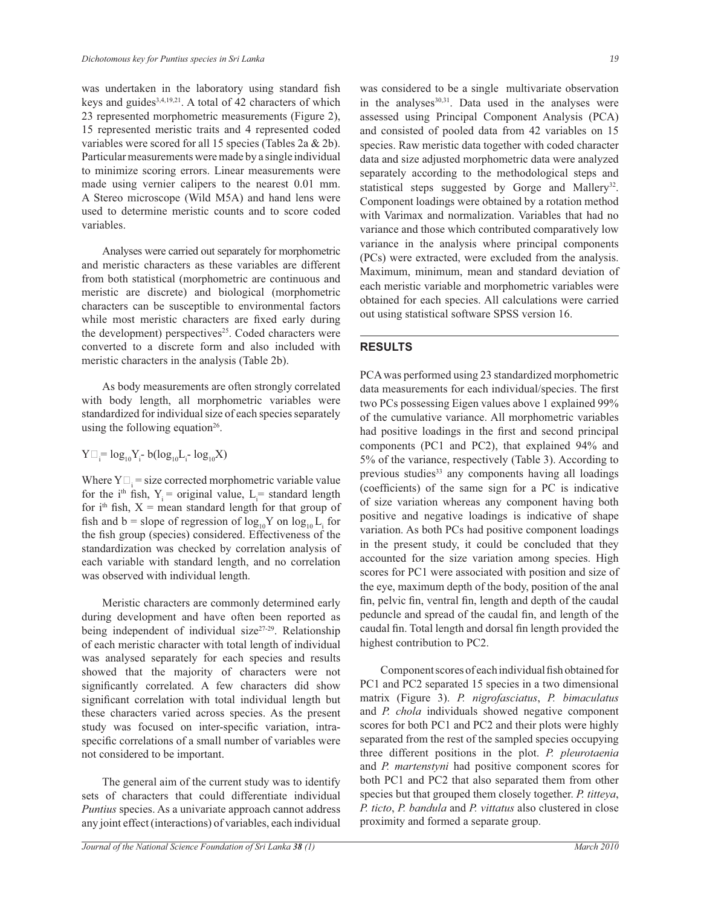was undertaken in the laboratory using standard fish keys and guides[3,4,19,21]. A total of 42 characters of which 23 represented morphometric measurements (Figure 2), 15 represented meristic traits and 4 represented coded variables were scored for all 15 species (Tables 2a & 2b). Particular measurements were made by a single individual to minimize scoring errors. Linear measurements were made using vernier calipers to the nearest 0.01 mm. A Stereo microscope (Wild M5A) and hand lens were used to determine meristic counts and to score coded variables.

Analyses were carried out separately for morphometric and meristic characters as these variables are different from both statistical (morphometric are continuous and meristic are discrete) and biological (morphometric characters can be susceptible to environmental factors while most meristic characters are fixed early during the development) perspectives[25]. Coded characters were converted to a discrete form and also included with meristic characters in the analysis (Table 2b).

As body measurements are often strongly correlated with body length, all morphometric variables were standardized for individual size of each species separately using the following equation[26].

$$Y'_i = \log_{10} Y_i - b(\log_{10} L_i - \log_{10} X)$$

Where $Y'_i$ = size corrected morphometric variable value for the $i^{th}$ fish, $Y_i$ = original value, $L_i$ = standard length for $i^{th}$ fish, $X$ = mean standard length for that group of fish and $b$ = slope of regression of $\log_{10} Y$ on $\log_{10} L_i$ for the fish group (species) considered. Effectiveness of the standardization was checked by correlation analysis of each variable with standard length, and no correlation was observed with individual length.

Meristic characters are commonly determined early during development and have often been reported as being independent of individual size[27-29]. Relationship of each meristic character with total length of individual was analysed separately for each species and results showed that the majority of characters were not significantly correlated. A few characters did show significant correlation with total individual length but these characters varied across species. As the present study was focused on inter-specific variation, intra-specific correlations of a small number of variables were not considered to be important.

The general aim of the current study was to identify sets of characters that could differentiate individual *Puntius* species. As a univariate approach cannot address any joint effect (interactions) of variables, each individual was considered to be a single multivariate observation in the analyses[30,31]. Data used in the analyses were assessed using Principal Component Analysis (PCA) and consisted of pooled data from 42 variables on 15 species. Raw meristic data together with coded character data and size adjusted morphometric data were analyzed separately according to the methodological steps and statistical steps suggested by Gorge and Mallery[32]. Component loadings were obtained by a rotation method with Varimax and normalization. Variables that had no variance and those which contributed comparatively low variance in the analysis where principal components (PCs) were extracted, were excluded from the analysis. Maximum, minimum, mean and standard deviation of each meristic variable and morphometric variables were obtained for each species. All calculations were carried out using statistical software SPSS version 16.

## RESULTS

PCA was performed using 23 standardized morphometric data measurements for each individual/species. The first two PCs possessing Eigen values above 1 explained 99% of the cumulative variance. All morphometric variables had positive loadings in the first and second principal components (PC1 and PC2), that explained 94% and 5% of the variance, respectively (Table 3). According to previous studies[33] any components having all loadings (coefficients) of the same sign for a PC is indicative of size variation whereas any component having both positive and negative loadings is indicative of shape variation. As both PCs had positive component loadings in the present study, it could be concluded that they accounted for the size variation among species. High scores for PC1 were associated with position and size of the eye, maximum depth of the body, position of the anal fin, pelvic fin, ventral fin, length and depth of the caudal peduncle and spread of the caudal fin, and length of the caudal fin. Total length and dorsal fin length provided the highest contribution to PC2.

Component scores of each individual fish obtained for PC1 and PC2 separated 15 species in a two dimensional matrix (Figure 3). *P. nigrofasciatus*, *P. bimaculatus* and *P. chola* individuals showed negative component scores for both PC1 and PC2 and their plots were highly separated from the rest of the sampled species occupying three different positions in the plot. *P. pleurotaenia* and *P. martenstyni* had positive component scores for both PC1 and PC2 that also separated them from other species but that grouped them closely together. *P. titteya*, *P. ticto*, *P. bandula* and *P. vittatus* also clustered in close proximity and formed a separate group.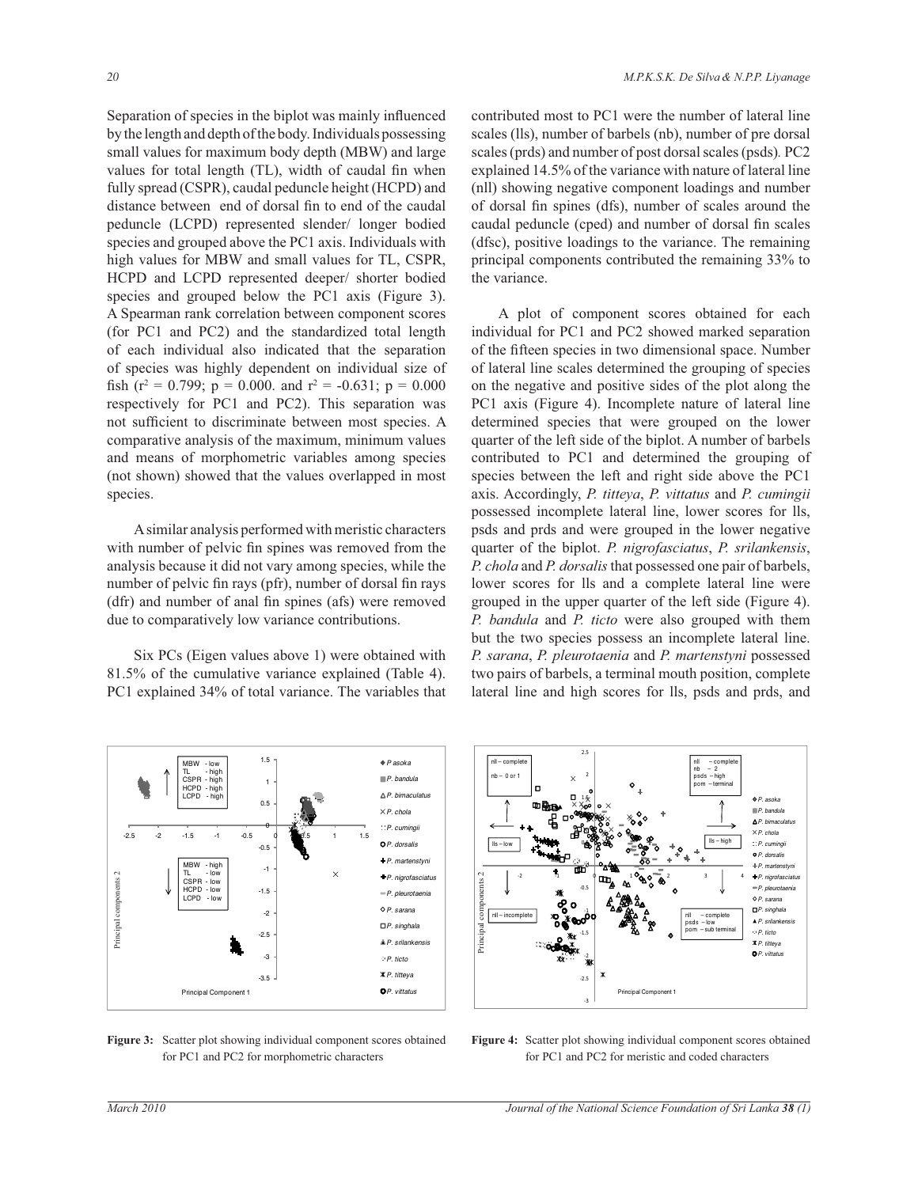Separation of species in the biplot was mainly influenced by the length and depth of the body. Individuals possessing small values for maximum body depth (MBW) and large values for total length (TL), width of caudal fin when fully spread (CSPR), caudal peduncle height (HCPD) and distance between end of dorsal fin to end of the caudal peduncle (LCPD) represented slender/ longer bodied species and grouped above the PC1 axis. Individuals with high values for MBW and small values for TL, CSPR, HCPD and LCPD represented deeper/ shorter bodied species and grouped below the PC1 axis (Figure 3). A Spearman rank correlation between component scores (for PC1 and PC2) and the standardized total length of each individual also indicated that the separation of species was highly dependent on individual size of fish ($r^2 = 0.799$; $p = 0.000$. and $r^2 = -0.631$; $p = 0.000$ respectively for PC1 and PC2). This separation was not sufficient to discriminate between most species. A comparative analysis of the maximum, minimum values and means of morphometric variables among species (not shown) showed that the values overlapped in most species.

A similar analysis performed with meristic characters with number of pelvic fin spines was removed from the analysis because it did not vary among species, while the number of pelvic fin rays (pfr), number of dorsal fin rays (dfr) and number of anal fin spines (afs) were removed due to comparatively low variance contributions.

Six PCs (Eigen values above 1) were obtained with 81.5% of the cumulative variance explained (Table 4). PC1 explained 34% of total variance. The variables that contributed most to PC1 were the number of lateral line scales (lls), number of barbels (nb), number of pre dorsal scales (prds) and number of post dorsal scales (psds). PC2 explained 14.5% of the variance with nature of lateral line (nll) showing negative component loadings and number of dorsal fin spines (dfs), number of scales around the caudal peduncle (cped) and number of dorsal fin scales (dfsc), positive loadings to the variance. The remaining principal components contributed the remaining 33% to the variance.

A plot of component scores obtained for each individual for PC1 and PC2 showed marked separation of the fifteen species in two dimensional space. Number of lateral line scales determined the grouping of species on the negative and positive sides of the plot along the PC1 axis (Figure 4). Incomplete nature of lateral line determined species that were grouped on the lower quarter of the left side of the biplot. A number of barbels contributed to PC1 and determined the grouping of species between the left and right side above the PC1 axis. Accordingly, *P. titteya*, *P. vittatus* and *P. cumingii* possessed incomplete lateral line, lower scores for lls, psds and prds and were grouped in the lower negative quarter of the biplot. *P. nigrofasciatus*, *P. srilankensis*, *P. chola* and *P. dorsalis* that possessed one pair of barbels, lower scores for lls and a complete lateral line were grouped in the upper quarter of the left side (Figure 4). *P. bandula* and *P. ticto* were also grouped with them but the two species possess an incomplete lateral line. *P. sarana*, *P. pleurotaenia* and *P. martenstyni* possessed two pairs of barbels, a terminal mouth position, complete lateral line and high scores for lls, psds and prds, and

**Figure 3:** Scatter plot showing individual component scores obtained for PC1 and PC2 for morphometric characters

**Figure 4:** Scatter plot showing individual component scores obtained for PC1 and PC2 for meristic and coded characters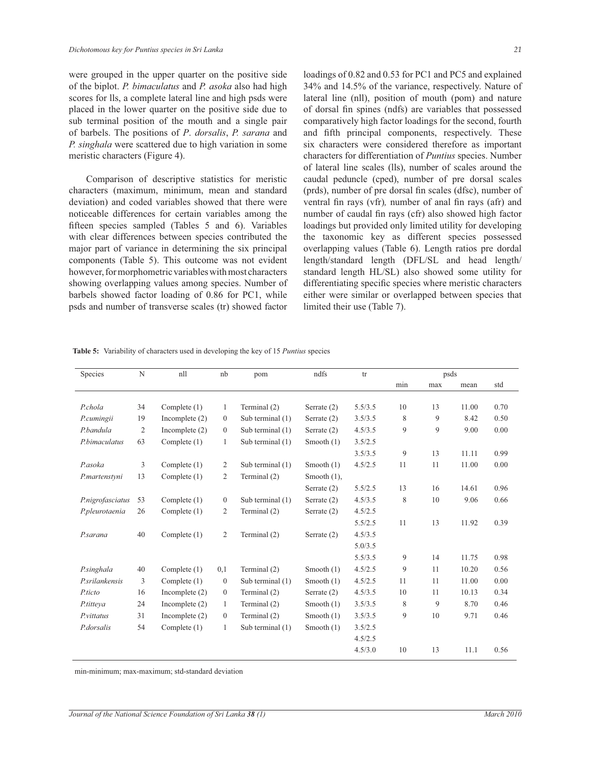were grouped in the upper quarter on the positive side of the biplot. *P. bimaculatus* and *P. asoka* also had high scores for lls, a complete lateral line and high psds were placed in the lower quarter on the positive side due to sub terminal position of the mouth and a single pair of barbels. The positions of *P*. *dorsalis*, *P. sarana* and *P. singhala* were scattered due to high variation in some meristic characters (Figure 4).

Comparison of descriptive statistics for meristic characters (maximum, minimum, mean and standard deviation) and coded variables showed that there were noticeable differences for certain variables among the fifteen species sampled (Tables 5 and 6). Variables with clear differences between species contributed the major part of variance in determining the six principal components (Table 5). This outcome was not evident however, for morphometric variables with most characters showing overlapping values among species. Number of barbels showed factor loading of 0.86 for PC1, while psds and number of transverse scales (tr) showed factor loadings of 0.82 and 0.53 for PC1 and PC5 and explained 34% and 14.5% of the variance, respectively. Nature of lateral line (nll), position of mouth (pom) and nature of dorsal fin spines (ndfs) are variables that possessed comparatively high factor loadings for the second, fourth and fifth principal components, respectively. These six characters were considered therefore as important characters for differentiation of *Puntius* species. Number of lateral line scales (lls), number of scales around the caudal peduncle (cped), number of pre dorsal scales (prds), number of pre dorsal fin scales (dfsc), number of ventral fin rays (vfr), number of anal fin rays (afr) and number of caudal fin rays (cfr) also showed high factor loadings but provided only limited utility for developing the taxonomic key as different species possessed overlapping values (Table 6). Length ratios pre dordal length/standard length (DFL/SL and head length/ standard length HL/SL) also showed some utility for differentiating specific species where meristic characters either were similar or overlapped between species that limited their use (Table 7).

**Table 5:** Variability of characters used in developing the key of 15 *Puntius* species

| Species | N | nll | nb | pom | ndfs | tr | psds | | | |
|---|---|---|---|---|---|---|---|---|---|---|
| | | | | | | | min | max | mean | std |
| *P.chola* | 34 | Complete (1) | 1 | Terminal (2) | Serrate (2) | 5.5/3.5 | 10 | 13 | 11.00 | 0.70 |
| *P.cumingii* | 19 | Incomplete (2) | 0 | Sub terminal (1) | Serrate (2) | 3.5/3.5 | 8 | 9 | 8.42 | 0.50 |
| *P.bandula* | 2 | Incomplete (2) | 0 | Sub terminal (1) | Serrate (2) | 4.5/3.5 | 9 | 9 | 9.00 | 0.00 |
| *P.bimaculatus* | 63 | Complete (1) | 1 | Sub terminal (1) | Smooth (1) | 3.5/2.5 | | | | |
| | | | | | | 3.5/3.5 | 9 | 13 | 11.11 | 0.99 |
| *P.asoka* | 3 | Complete (1) | 2 | Sub terminal (1) | Smooth (1) | 4.5/2.5 | 11 | 11 | 11.00 | 0.00 |
| *P.martenstyni* | 13 | Complete (1) | 2 | Terminal (2) | Smooth (1), | | | | | |
| | | | | | Serrate (2) | 5.5/2.5 | 13 | 16 | 14.61 | 0.96 |
| *P.nigrofasciatus* | 53 | Complete (1) | 0 | Sub terminal (1) | Serrate (2) | 4.5/3.5 | 8 | 10 | 9.06 | 0.66 |
| *P.pleurotaenia* | 26 | Complete (1) | 2 | Terminal (2) | Serrate (2) | 4.5/2.5 | | | | |
| | | | | | | 5.5/2.5 | 11 | 13 | 11.92 | 0.39 |
| *P.sarana* | 40 | Complete (1) | 2 | Terminal (2) | Serrate (2) | 4.5/3.5 | | | | |
| | | | | | | 5.0/3.5 | | | | |
| | | | | | | 5.5/3.5 | 9 | 14 | 11.75 | 0.98 |
| *P.singhala* | 40 | Complete (1) | 0,1 | Terminal (2) | Smooth (1) | 4.5/2.5 | 9 | 11 | 10.20 | 0.56 |
| *P.srilankensis* | 3 | Complete (1) | 0 | Sub terminal (1) | Smooth (1) | 4.5/2.5 | 11 | 11 | 11.00 | 0.00 |
| *P.ticto* | 16 | Incomplete (2) | 0 | Terminal (2) | Serrate (2) | 4.5/3.5 | 10 | 11 | 10.13 | 0.34 |
| *P.titteya* | 24 | Incomplete (2) | 1 | Terminal (2) | Smooth (1) | 3.5/3.5 | 8 | 9 | 8.70 | 0.46 |
| *P.vittatus* | 31 | Incomplete (2) | 0 | Terminal (2) | Smooth (1) | 3.5/3.5 | 9 | 10 | 9.71 | 0.46 |
| *P.dorsalis* | 54 | Complete (1) | 1 | Sub terminal (1) | Smooth (1) | 3.5/2.5 | | | | |
| | | | | | | 4.5/2.5 | | | | |
| | | | | | | 4.5/3.0 | 10 | 13 | 11.1 | 0.56 |

min-minimum; max-maximum; std-standard deviation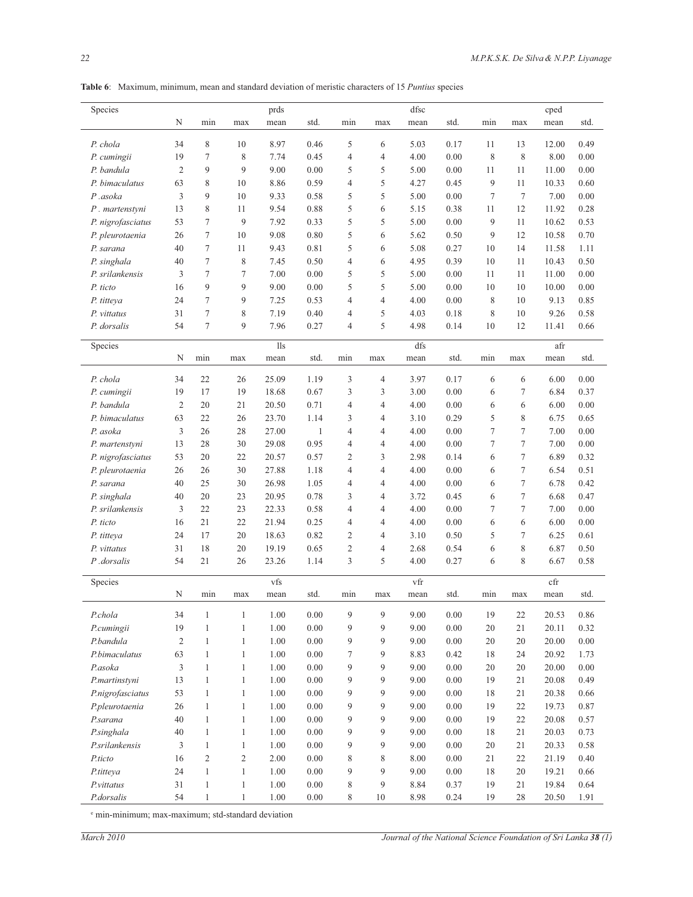**Table 6**: Maximum, minimum, mean and standard deviation of meristic characters of 15 *Puntius* species

| Species | | | | prds | | | | dfsc | | | | cped | |
|---|---|---|---|---|---|---|---|---|---|---|---|---|---|
| | N | min | max | mean | std. | min | max | mean | std. | min | max | mean | std. |
| *P. chola* | 34 | 8 | 10 | 8.97 | 0.46 | 5 | 6 | 5.03 | 0.17 | 11 | 13 | 12.00 | 0.49 |
| *P. cumingii* | 19 | 7 | 8 | 7.74 | 0.45 | 4 | 4 | 4.00 | 0.00 | 8 | 8 | 8.00 | 0.00 |
| *P. bandula* | 2 | 9 | 9 | 9.00 | 0.00 | 5 | 5 | 5.00 | 0.00 | 11 | 11 | 11.00 | 0.00 |
| *P. bimaculatus* | 63 | 8 | 10 | 8.86 | 0.59 | 4 | 5 | 4.27 | 0.45 | 9 | 11 | 10.33 | 0.60 |
| *P .asoka* | 3 | 9 | 10 | 9.33 | 0.58 | 5 | 5 | 5.00 | 0.00 | 7 | 7 | 7.00 | 0.00 |
| *P . martenstyni* | 13 | 8 | 11 | 9.54 | 0.88 | 5 | 6 | 5.15 | 0.38 | 11 | 12 | 11.92 | 0.28 |
| *P. nigrofasciatus* | 53 | 7 | 9 | 7.92 | 0.33 | 5 | 5 | 5.00 | 0.00 | 9 | 11 | 10.62 | 0.53 |
| *P. pleurotaenia* | 26 | 7 | 10 | 9.08 | 0.80 | 5 | 6 | 5.62 | 0.50 | 9 | 12 | 10.58 | 0.70 |
| *P. sarana* | 40 | 7 | 11 | 9.43 | 0.81 | 5 | 6 | 5.08 | 0.27 | 10 | 14 | 11.58 | 1.11 |
| *P. singhala* | 40 | 7 | 8 | 7.45 | 0.50 | 4 | 6 | 4.95 | 0.39 | 10 | 11 | 10.43 | 0.50 |
| *P. srilankensis* | 3 | 7 | 7 | 7.00 | 0.00 | 5 | 5 | 5.00 | 0.00 | 11 | 11 | 11.00 | 0.00 |
| *P. ticto* | 16 | 9 | 9 | 9.00 | 0.00 | 5 | 5 | 5.00 | 0.00 | 10 | 10 | 10.00 | 0.00 |
| *P. titteya* | 24 | 7 | 9 | 7.25 | 0.53 | 4 | 4 | 4.00 | 0.00 | 8 | 10 | 9.13 | 0.85 |
| *P. vittatus* | 31 | 7 | 8 | 7.19 | 0.40 | 4 | 5 | 4.03 | 0.18 | 8 | 10 | 9.26 | 0.58 |
| *P. dorsalis* | 54 | 7 | 9 | 7.96 | 0.27 | 4 | 5 | 4.98 | 0.14 | 10 | 12 | 11.41 | 0.66 |
| **Species** | | | | **lls** | | | | **dfs** | | | | **afr** | |
| | N | min | max | mean | std. | min | max | mean | std. | min | max | mean | std. |
| *P. chola* | 34 | 22 | 26 | 25.09 | 1.19 | 3 | 4 | 3.97 | 0.17 | 6 | 6 | 6.00 | 0.00 |
| *P. cumingii* | 19 | 17 | 19 | 18.68 | 0.67 | 3 | 3 | 3.00 | 0.00 | 6 | 7 | 6.84 | 0.37 |
| *P. bandula* | 2 | 20 | 21 | 20.50 | 0.71 | 4 | 4 | 4.00 | 0.00 | 6 | 6 | 6.00 | 0.00 |
| *P. bimaculatus* | 63 | 22 | 26 | 23.70 | 1.14 | 3 | 4 | 3.10 | 0.29 | 5 | 8 | 6.75 | 0.65 |
| *P. asoka* | 3 | 26 | 28 | 27.00 | 1 | 4 | 4 | 4.00 | 0.00 | 7 | 7 | 7.00 | 0.00 |
| *P. martenstyni* | 13 | 28 | 30 | 29.08 | 0.95 | 4 | 4 | 4.00 | 0.00 | 7 | 7 | 7.00 | 0.00 |
| *P. nigrofasciatus* | 53 | 20 | 22 | 20.57 | 0.57 | 2 | 3 | 2.98 | 0.14 | 6 | 7 | 6.89 | 0.32 |
| *P. pleurotaenia* | 26 | 26 | 30 | 27.88 | 1.18 | 4 | 4 | 4.00 | 0.00 | 6 | 7 | 6.54 | 0.51 |
| *P. sarana* | 40 | 25 | 30 | 26.98 | 1.05 | 4 | 4 | 4.00 | 0.00 | 6 | 7 | 6.78 | 0.42 |
| *P. singhala* | 40 | 20 | 23 | 20.95 | 0.78 | 3 | 4 | 3.72 | 0.45 | 6 | 7 | 6.68 | 0.47 |
| *P. srilankensis* | 3 | 22 | 23 | 22.33 | 0.58 | 4 | 4 | 4.00 | 0.00 | 7 | 7 | 7.00 | 0.00 |
| *P. ticto* | 16 | 21 | 22 | 21.94 | 0.25 | 4 | 4 | 4.00 | 0.00 | 6 | 6 | 6.00 | 0.00 |
| *P. titteya* | 24 | 17 | 20 | 18.63 | 0.82 | 2 | 4 | 3.10 | 0.50 | 5 | 7 | 6.25 | 0.61 |
| *P. vittatus* | 31 | 18 | 20 | 19.19 | 0.65 | 2 | 4 | 2.68 | 0.54 | 6 | 8 | 6.87 | 0.50 |
| *P .dorsalis* | 54 | 21 | 26 | 23.26 | 1.14 | 3 | 5 | 4.00 | 0.27 | 6 | 8 | 6.67 | 0.58 |
| **Species** | | | | **vfs** | | | | **vfr** | | | | **cfr** | |
| | N | min | max | mean | std. | min | max | mean | std. | min | max | mean | std. |
| *P.chola* | 34 | 1 | 1 | 1.00 | 0.00 | 9 | 9 | 9.00 | 0.00 | 19 | 22 | 20.53 | 0.86 |
| *P.cumingii* | 19 | 1 | 1 | 1.00 | 0.00 | 9 | 9 | 9.00 | 0.00 | 20 | 21 | 20.11 | 0.32 |
| *P.bandula* | 2 | 1 | 1 | 1.00 | 0.00 | 9 | 9 | 9.00 | 0.00 | 20 | 20 | 20.00 | 0.00 |
| *P.bimaculatus* | 63 | 1 | 1 | 1.00 | 0.00 | 7 | 9 | 8.83 | 0.42 | 18 | 24 | 20.92 | 1.73 |
| *P.asoka* | 3 | 1 | 1 | 1.00 | 0.00 | 9 | 9 | 9.00 | 0.00 | 20 | 20 | 20.00 | 0.00 |
| *P.martinstyni* | 13 | 1 | 1 | 1.00 | 0.00 | 9 | 9 | 9.00 | 0.00 | 19 | 21 | 20.08 | 0.49 |
| *P.nigrofasciatus* | 53 | 1 | 1 | 1.00 | 0.00 | 9 | 9 | 9.00 | 0.00 | 18 | 21 | 20.38 | 0.66 |
| *P.pleurotaenia* | 26 | 1 | 1 | 1.00 | 0.00 | 9 | 9 | 9.00 | 0.00 | 19 | 22 | 19.73 | 0.87 |
| *P.sarana* | 40 | 1 | 1 | 1.00 | 0.00 | 9 | 9 | 9.00 | 0.00 | 19 | 22 | 20.08 | 0.57 |
| *P.singhala* | 40 | 1 | 1 | 1.00 | 0.00 | 9 | 9 | 9.00 | 0.00 | 18 | 21 | 20.03 | 0.73 |
| *P.srilankensis* | 3 | 1 | 1 | 1.00 | 0.00 | 9 | 9 | 9.00 | 0.00 | 20 | 21 | 20.33 | 0.58 |
| *P.ticto* | 16 | 2 | 2 | 2.00 | 0.00 | 8 | 8 | 8.00 | 0.00 | 21 | 22 | 21.19 | 0.40 |
| *P.titteya* | 24 | 1 | 1 | 1.00 | 0.00 | 9 | 9 | 9.00 | 0.00 | 18 | 20 | 19.21 | 0.66 |
| *P.vittatus* | 31 | 1 | 1 | 1.00 | 0.00 | 8 | 9 | 8.84 | 0.37 | 19 | 21 | 19.84 | 0.64 |
| *P.dorsalis* | 54 | 1 | 1 | 1.00 | 0.00 | 8 | 10 | 8.98 | 0.24 | 19 | 28 | 20.50 | 1.91 |

[c] min-minimum; max-maximum; std-standard deviation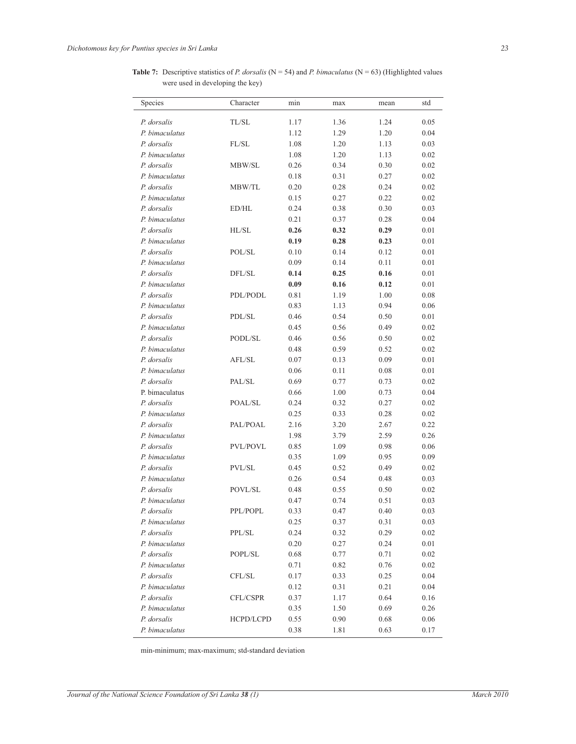**Table 7:** Descriptive statistics of *P. dorsalis* (N = 54) and *P. bimaculatus* (N = 63) (Highlighted values were used in developing the key)

| Species | Character | min | max | mean | std |
|---|---|---|---|---|---|
| *P. dorsalis* | TL/SL | 1.17 | 1.36 | 1.24 | 0.05 |
| *P. bimaculatus* | | 1.12 | 1.29 | 1.20 | 0.04 |
| *P. dorsalis* | FL/SL | 1.08 | 1.20 | 1.13 | 0.03 |
| *P. bimaculatus* | | 1.08 | 1.20 | 1.13 | 0.02 |
| *P. dorsalis* | MBW/SL | 0.26 | 0.34 | 0.30 | 0.02 |
| *P. bimaculatus* | | 0.18 | 0.31 | 0.27 | 0.02 |
| *P. dorsalis* | MBW/TL | 0.20 | 0.28 | 0.24 | 0.02 |
| *P. bimaculatus* | | 0.15 | 0.27 | 0.22 | 0.02 |
| *P. dorsalis* | ED/HL | 0.24 | 0.38 | 0.30 | 0.03 |
| *P. bimaculatus* | | 0.21 | 0.37 | 0.28 | 0.04 |
| *P. dorsalis* | HL/SL | **0.26** | **0.32** | **0.29** | 0.01 |
| *P. bimaculatus* | | **0.19** | **0.28** | **0.23** | 0.01 |
| *P. dorsalis* | POL/SL | 0.10 | 0.14 | 0.12 | 0.01 |
| *P. bimaculatus* | | 0.09 | 0.14 | 0.11 | 0.01 |
| *P. dorsalis* | DFL/SL | **0.14** | **0.25** | **0.16** | 0.01 |
| *P. bimaculatus* | | **0.09** | **0.16** | **0.12** | 0.01 |
| *P. dorsalis* | PDL/PODL | 0.81 | 1.19 | 1.00 | 0.08 |
| *P. bimaculatus* | | 0.83 | 1.13 | 0.94 | 0.06 |
| *P. dorsalis* | PDL/SL | 0.46 | 0.54 | 0.50 | 0.01 |
| *P. bimaculatus* | | 0.45 | 0.56 | 0.49 | 0.02 |
| *P. dorsalis* | PODL/SL | 0.46 | 0.56 | 0.50 | 0.02 |
| *P. bimaculatus* | | 0.48 | 0.59 | 0.52 | 0.02 |
| *P. dorsalis* | AFL/SL | 0.07 | 0.13 | 0.09 | 0.01 |
| *P. bimaculatus* | | 0.06 | 0.11 | 0.08 | 0.01 |
| *P. dorsalis* | PAL/SL | 0.69 | 0.77 | 0.73 | 0.02 |
| P. bimaculatus | | 0.66 | 1.00 | 0.73 | 0.04 |
| *P. dorsalis* | POAL/SL | 0.24 | 0.32 | 0.27 | 0.02 |
| *P. bimaculatus* | | 0.25 | 0.33 | 0.28 | 0.02 |
| *P. dorsalis* | PAL/POAL | 2.16 | 3.20 | 2.67 | 0.22 |
| *P. bimaculatus* | | 1.98 | 3.79 | 2.59 | 0.26 |
| *P. dorsalis* | PVL/POVL | 0.85 | 1.09 | 0.98 | 0.06 |
| *P. bimaculatus* | | 0.35 | 1.09 | 0.95 | 0.09 |
| *P. dorsalis* | PVL/SL | 0.45 | 0.52 | 0.49 | 0.02 |
| *P. bimaculatus* | | 0.26 | 0.54 | 0.48 | 0.03 |
| *P. dorsalis* | POVL/SL | 0.48 | 0.55 | 0.50 | 0.02 |
| *P. bimaculatus* | | 0.47 | 0.74 | 0.51 | 0.03 |
| *P. dorsalis* | PPL/POPL | 0.33 | 0.47 | 0.40 | 0.03 |
| *P. bimaculatus* | | 0.25 | 0.37 | 0.31 | 0.03 |
| *P. dorsalis* | PPL/SL | 0.24 | 0.32 | 0.29 | 0.02 |
| *P. bimaculatus* | | 0.20 | 0.27 | 0.24 | 0.01 |
| *P. dorsalis* | POPL/SL | 0.68 | 0.77 | 0.71 | 0.02 |
| *P. bimaculatus* | | 0.71 | 0.82 | 0.76 | 0.02 |
| *P. dorsalis* | CFL/SL | 0.17 | 0.33 | 0.25 | 0.04 |
| *P. bimaculatus* | | 0.12 | 0.31 | 0.21 | 0.04 |
| *P. dorsalis* | CFL/CSPR | 0.37 | 1.17 | 0.64 | 0.16 |
| *P. bimaculatus* | | 0.35 | 1.50 | 0.69 | 0.26 |
| *P. dorsalis* | HCPD/LCPD | 0.55 | 0.90 | 0.68 | 0.06 |
| *P. bimaculatus* | | 0.38 | 1.81 | 0.63 | 0.17 |

min-minimum; max-maximum; std-standard deviation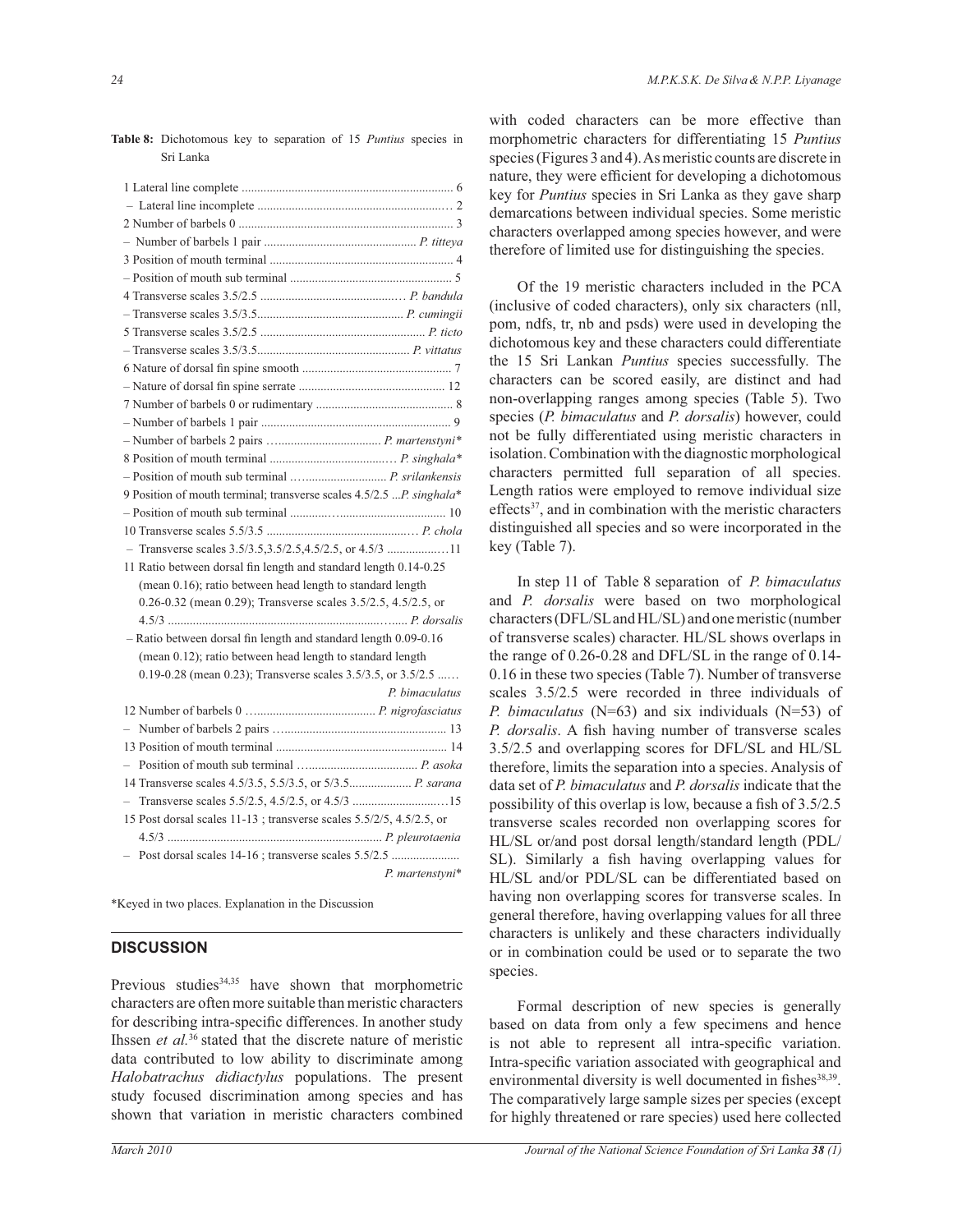**Table 8:** Dichotomous key to separation of 15 *Puntius* species in Sri Lanka

1 Lateral line complete .................................................................. 6
– Lateral line incomplete .............................................................. 2
2 Number of barbels 0 .................................................................... 3
– Number of barbels 1 pair ................................................ *P. titteya*
3 Position of mouth terminal ........................................................... 4
– Position of mouth sub terminal .................................................... 5
4 Transverse scales 3.5/2.5 ............................................... *P. bandula*
– Transverse scales 3.5/3.5............................................... *P. cumingii*
5 Transverse scales 3.5/2.5 .................................................... *P. ticto*
– Transverse scales 3.5/3.5................................................. *P. vittatus*
6 Nature of dorsal fin spine smooth ................................................ 7
– Nature of dorsal fin spine serrate ............................................... 12
7 Number of barbels 0 or rudimentary ............................................ 8
– Number of barbels 1 pair ............................................................. 9
– Number of barbels 2 pairs ................................... *P. martenstyni**
8 Position of mouth terminal ............................................ *P. singhala**
– Position of mouth sub terminal ................................ *P. srilankensis*
9 Position of mouth terminal; transverse scales 4.5/2.5 ...*P. singhala**
– Position of mouth sub terminal .................................................. 10
10 Transverse scales 5.5/3.5 ................................................. *P. chola*
– Transverse scales 3.5/3.5,3.5/2.5,4.5/2.5, or 4.5/3 ....................11
11 Ratio between dorsal fin length and standard length 0.14-0.25 (mean 0.16); ratio between head length to standard length 0.26-0.32 (mean 0.29); Transverse scales 3.5/2.5, 4.5/2.5, or 4.5/3 ...................................................................... *P. dorsalis*
– Ratio between dorsal fin length and standard length 0.09-0.16 (mean 0.12); ratio between head length to standard length 0.19-0.28 (mean 0.23); Transverse scales 3.5/3.5, or 3.5/2.5 ...... *P. bimaculatus*
12 Number of barbels 0 ........................................ *P. nigrofasciatus*
– Number of barbels 2 pairs ......................................................... 13
13 Position of mouth terminal ......................................................... 14
– Position of mouth sub terminal ........................................ *P. asoka*
14 Transverse scales 4.5/3.5, 5.5/3.5, or 5/3.5.................... *P. sarana*
– Transverse scales 5.5/2.5, 4.5/2.5, or 4.5/3 ...............................15
15 Post dorsal scales 11-13 ; transverse scales 5.5/2/5, 4.5/2.5, or 4.5/3 ..................................................................... *P. pleurotaenia*
– Post dorsal scales 14-16 ; transverse scales 5.5/2.5 ...................... *P. martenstyni**

*Keyed in two places. Explanation in the Discussion

## DISCUSSION

Previous studies[34,35] have shown that morphometric characters are often more suitable than meristic characters for describing intra-specific differences. In another study Ihssen *et al.*[36] stated that the discrete nature of meristic data contributed to low ability to discriminate among *Halobatrachus didiactylus* populations. The present study focused discrimination among species and has shown that variation in meristic characters combined with coded characters can be more effective than morphometric characters for differentiating 15 *Puntius* species (Figures 3 and 4). As meristic counts are discrete in nature, they were efficient for developing a dichotomous key for *Puntius* species in Sri Lanka as they gave sharp demarcations between individual species. Some meristic characters overlapped among species however, and were therefore of limited use for distinguishing the species.

Of the 19 meristic characters included in the PCA (inclusive of coded characters), only six characters (nll, pom, ndfs, tr, nb and psds) were used in developing the dichotomous key and these characters could differentiate the 15 Sri Lankan *Puntius* species successfully. The characters can be scored easily, are distinct and had non-overlapping ranges among species (Table 5). Two species (*P. bimaculatus* and *P. dorsalis*) however, could not be fully differentiated using meristic characters in isolation. Combination with the diagnostic morphological characters permitted full separation of all species. Length ratios were employed to remove individual size effects[37], and in combination with the meristic characters distinguished all species and so were incorporated in the key (Table 7).

In step 11 of Table 8 separation of *P. bimaculatus* and *P. dorsalis* were based on two morphological characters (DFL/SL and HL/SL) and one meristic (number of transverse scales) character. HL/SL shows overlaps in the range of 0.26-0.28 and DFL/SL in the range of 0.14-0.16 in these two species (Table 7). Number of transverse scales 3.5/2.5 were recorded in three individuals of *P. bimaculatus* (N=63) and six individuals (N=53) of *P. dorsalis*. A fish having number of transverse scales 3.5/2.5 and overlapping scores for DFL/SL and HL/SL therefore, limits the separation into a species. Analysis of data set of *P. bimaculatus* and *P. dorsalis* indicate that the possibility of this overlap is low, because a fish of 3.5/2.5 transverse scales recorded non overlapping scores for HL/SL or/and post dorsal length/standard length (PDL/SL). Similarly a fish having overlapping values for HL/SL and/or PDL/SL can be differentiated based on having non overlapping scores for transverse scales. In general therefore, having overlapping values for all three characters is unlikely and these characters individually or in combination could be used or to separate the two species.

Formal description of new species is generally based on data from only a few specimens and hence is not able to represent all intra-specific variation. Intra-specific variation associated with geographical and environmental diversity is well documented in fishes[38,39]. The comparatively large sample sizes per species (except for highly threatened or rare species) used here collected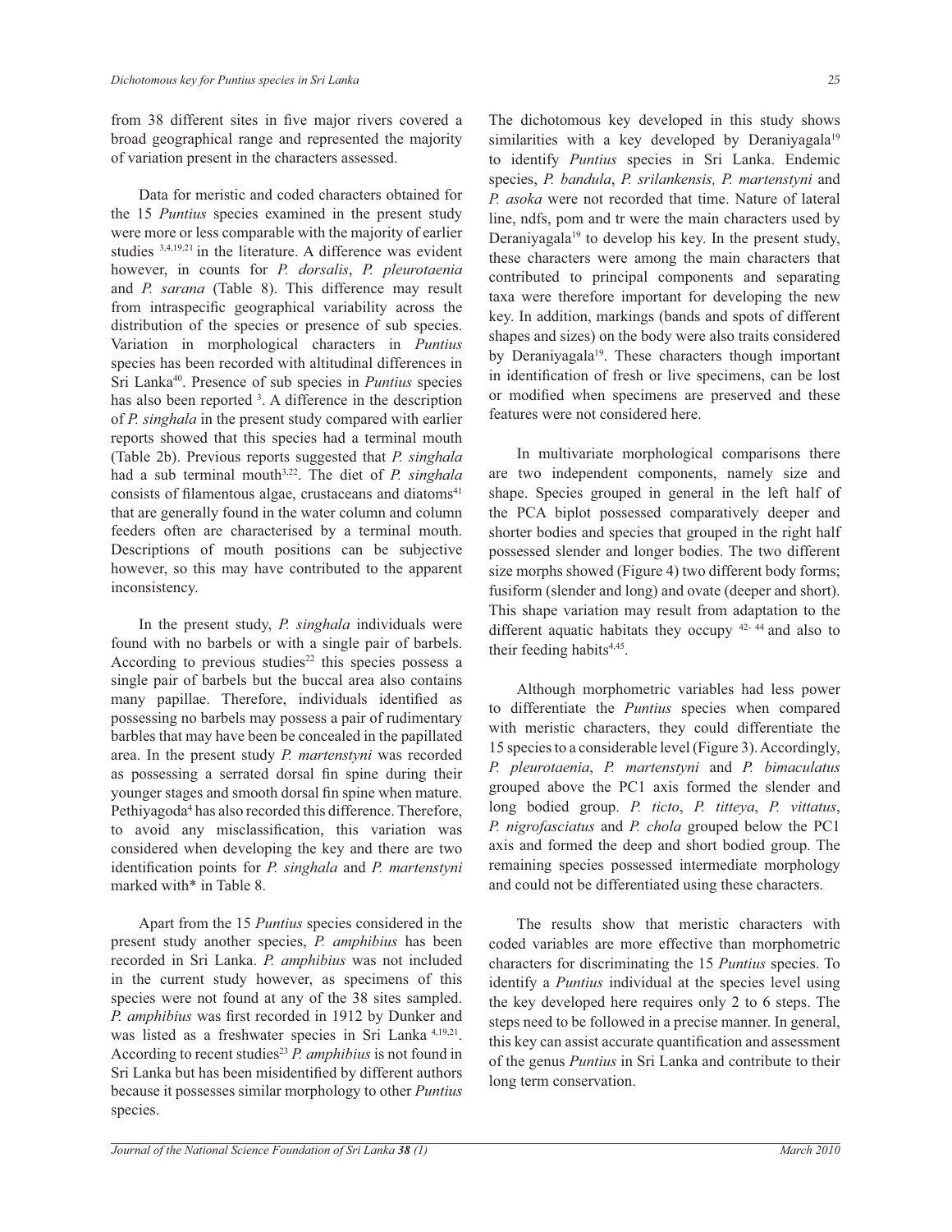from 38 different sites in five major rivers covered a broad geographical range and represented the majority of variation present in the characters assessed.

Data for meristic and coded characters obtained for the 15 *Puntius* species examined in the present study were more or less comparable with the majority of earlier studies [3,4,19,21] in the literature. A difference was evident however, in counts for *P. dorsalis*, *P. pleurotaenia* and *P. sarana* (Table 8). This difference may result from intraspecific geographical variability across the distribution of the species or presence of sub species. Variation in morphological characters in *Puntius* species has been recorded with altitudinal differences in Sri Lanka[40]. Presence of sub species in *Puntius* species has also been reported [3]. A difference in the description of *P. singhala* in the present study compared with earlier reports showed that this species had a terminal mouth (Table 2b). Previous reports suggested that *P. singhala* had a sub terminal mouth[3,22]. The diet of *P. singhala* consists of filamentous algae, crustaceans and diatoms[41] that are generally found in the water column and column feeders often are characterised by a terminal mouth. Descriptions of mouth positions can be subjective however, so this may have contributed to the apparent inconsistency.

In the present study, *P. singhala* individuals were found with no barbels or with a single pair of barbels. According to previous studies[22] this species possess a single pair of barbels but the buccal area also contains many papillae. Therefore, individuals identified as possessing no barbels may possess a pair of rudimentary barbles that may have been be concealed in the papillated area. In the present study *P. martenstyni* was recorded as possessing a serrated dorsal fin spine during their younger stages and smooth dorsal fin spine when mature. Pethiyagoda[4] has also recorded this difference. Therefore, to avoid any misclassification, this variation was considered when developing the key and there are two identification points for *P. singhala* and *P. martenstyni* marked with* in Table 8.

Apart from the 15 *Puntius* species considered in the present study another species, *P. amphibius* has been recorded in Sri Lanka. *P. amphibius* was not included in the current study however, as specimens of this species were not found at any of the 38 sites sampled. *P. amphibius* was first recorded in 1912 by Dunker and was listed as a freshwater species in Sri Lanka [4,19,21]. According to recent studies[23] *P. amphibius* is not found in Sri Lanka but has been misidentified by different authors because it possesses similar morphology to other *Puntius* species.

The dichotomous key developed in this study shows similarities with a key developed by Deraniyagala[19] to identify *Puntius* species in Sri Lanka. Endemic species, *P. bandula*, *P. srilankensis, P. martenstyni* and *P. asoka* were not recorded that time. Nature of lateral line, ndfs, pom and tr were the main characters used by Deraniyagala[19] to develop his key. In the present study, these characters were among the main characters that contributed to principal components and separating taxa were therefore important for developing the new key. In addition, markings (bands and spots of different shapes and sizes) on the body were also traits considered by Deraniyagala[19]. These characters though important in identification of fresh or live specimens, can be lost or modified when specimens are preserved and these features were not considered here.

In multivariate morphological comparisons there are two independent components, namely size and shape. Species grouped in general in the left half of the PCA biplot possessed comparatively deeper and shorter bodies and species that grouped in the right half possessed slender and longer bodies. The two different size morphs showed (Figure 4) two different body forms; fusiform (slender and long) and ovate (deeper and short). This shape variation may result from adaptation to the different aquatic habitats they occupy [42-44] and also to their feeding habits[4,45].

Although morphometric variables had less power to differentiate the *Puntius* species when compared with meristic characters, they could differentiate the 15 species to a considerable level (Figure 3). Accordingly, *P. pleurotaenia*, *P. martenstyni* and *P. bimaculatus* grouped above the PC1 axis formed the slender and long bodied group. *P. ticto*, *P. titteya*, *P. vittatus*, *P. nigrofasciatus* and *P. chola* grouped below the PC1 axis and formed the deep and short bodied group. The remaining species possessed intermediate morphology and could not be differentiated using these characters.

The results show that meristic characters with coded variables are more effective than morphometric characters for discriminating the 15 *Puntius* species. To identify a *Puntius* individual at the species level using the key developed here requires only 2 to 6 steps. The steps need to be followed in a precise manner. In general, this key can assist accurate quantification and assessment of the genus *Puntius* in Sri Lanka and contribute to their long term conservation.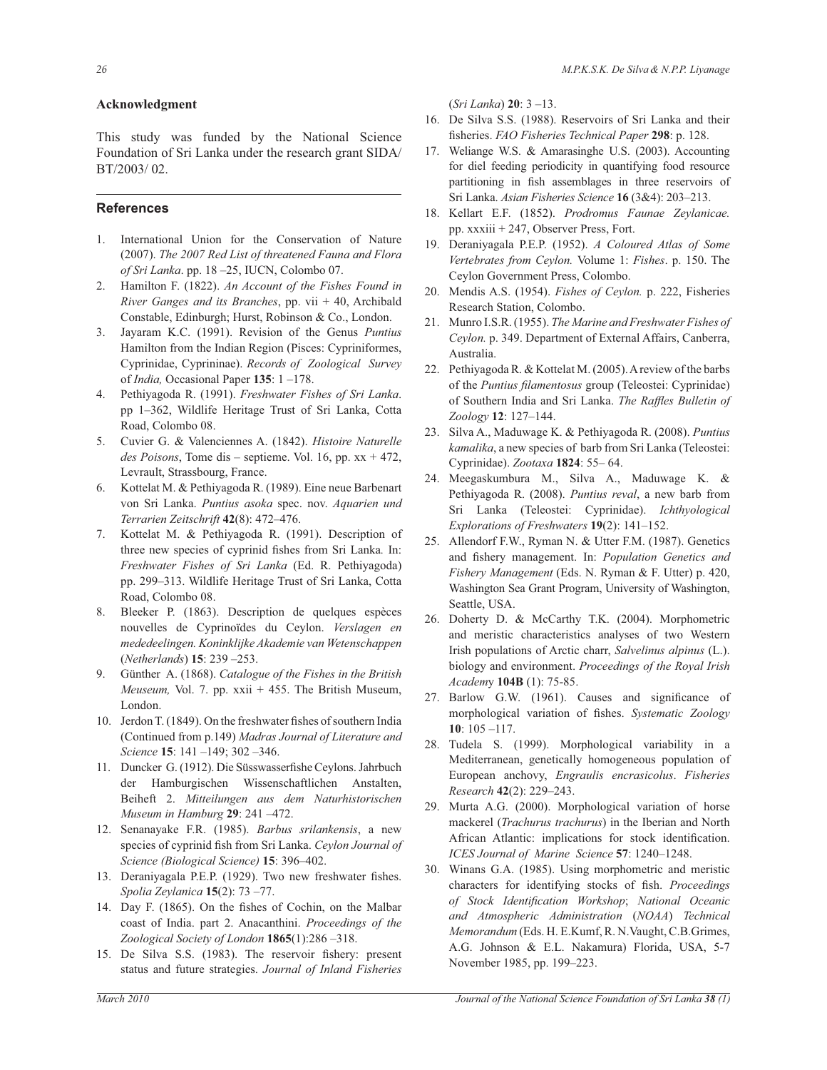**Acknowledgment**

This study was funded by the National Science Foundation of Sri Lanka under the research grant SIDA/ BT/2003/ 02.

## References

1. International Union for the Conservation of Nature (2007). *The 2007 Red List of threatened Fauna and Flora of Sri Lanka*. pp. 18 –25, IUCN, Colombo 07.
2. Hamilton F. (1822). *An Account of the Fishes Found in River Ganges and its Branches*, pp. vii + 40, Archibald Constable, Edinburgh; Hurst, Robinson & Co., London.
3. Jayaram K.C. (1991). Revision of the Genus *Puntius* Hamilton from the Indian Region (Pisces: Cypriniformes, Cyprinidae, Cyprininae). *Records of Zoological Survey* of *India,* Occasional Paper **135**: 1 –178.
4. Pethiyagoda R. (1991). *Freshwater Fishes of Sri Lanka*. pp 1–362, Wildlife Heritage Trust of Sri Lanka, Cotta Road, Colombo 08.
5. Cuvier G. & Valenciennes A. (1842). *Histoire Naturelle des Poisons*, Tome dis – septieme. Vol. 16, pp. xx + 472, Levrault, Strassbourg, France.
6. Kottelat M. & Pethiyagoda R. (1989). Eine neue Barbenart von Sri Lanka. *Puntius asoka* spec. nov. *Aquarien und Terrarien Zeitschrift* **42**(8): 472–476.
7. Kottelat M. & Pethiyagoda R. (1991). Description of three new species of cyprinid fishes from Sri Lanka*.* In: *Freshwater Fishes of Sri Lanka* (Ed. R. Pethiyagoda) pp. 299–313. Wildlife Heritage Trust of Sri Lanka, Cotta Road, Colombo 08.
8. Bleeker P. (1863). Description de quelques espèces nouvelles de Cyprinoïdes du Ceylon. *Verslagen en mededeelingen. Koninklijke Akademie van Wetenschappen* (*Netherlands*) **15**: 239 –253.
9. Günther A. (1868). *Catalogue of the Fishes in the British Meuseum,* Vol. 7. pp. xxii + 455. The British Museum, London.
10. Jerdon T. (1849). On the freshwater fishes of southern India (Continued from p.149) *Madras Journal of Literature and Science* **15**: 141 –149; 302 –346.
11. Duncker G. (1912). Die Süsswasserfishe Ceylons. Jahrbuch der Hamburgischen Wissenschaftlichen Anstalten, Beiheft 2. *Mitteilungen aus dem Naturhistorischen Museum in Hamburg* **29**: 241 –472.
12. Senanayake F.R. (1985). *Barbus srilankensis*, a new species of cyprinid fish from Sri Lanka. *Ceylon Journal of Science (Biological Science)* **15**: 396–402.
13. Deraniyagala P.E.P. (1929). Two new freshwater fishes. *Spolia Zeylanica* **15**(2): 73 –77.
14. Day F. (1865). On the fishes of Cochin, on the Malbar coast of India. part 2. Anacanthini. *Proceedings of the Zoological Society of London* **1865**(1):286 –318.
15. De Silva S.S. (1983). The reservoir fishery: present status and future strategies. *Journal of Inland Fisheries* (*Sri Lanka*) **20**: 3 –13.
16. De Silva S.S. (1988). Reservoirs of Sri Lanka and their fisheries. *FAO Fisheries Technical Paper* **298**: p. 128.
17. Weliange W.S. & Amarasinghe U.S. (2003). Accounting for diel feeding periodicity in quantifying food resource partitioning in fish assemblages in three reservoirs of Sri Lanka. *Asian Fisheries Science* **16** (3&4): 203–213.
18. Kellart E.F. (1852). *Prodromus Faunae Zeylanicae.* pp. xxxiii + 247, Observer Press, Fort.
19. Deraniyagala P.E.P. (1952). *A Coloured Atlas of Some Vertebrates from Ceylon.* Volume 1: *Fishes*. p. 150. The Ceylon Government Press, Colombo.
20. Mendis A.S. (1954). *Fishes of Ceylon.* p. 222, Fisheries Research Station, Colombo.
21. Munro I.S.R. (1955). *The Marine and Freshwater Fishes of Ceylon.* p. 349. Department of External Affairs, Canberra, Australia.
22. Pethiyagoda R. & Kottelat M. (2005). A review of the barbs of the *Puntius filamentosus* group (Teleostei: Cyprinidae) of Southern India and Sri Lanka. *The Raffles Bulletin of Zoology* **12**: 127–144.
23. Silva A., Maduwage K. & Pethiyagoda R. (2008). *Puntius kamalika*, a new species of barb from Sri Lanka (Teleostei: Cyprinidae). *Zootaxa* **1824**: 55– 64.
24. Meegaskumbura M., Silva A., Maduwage K. & Pethiyagoda R. (2008). *Puntius reval*, a new barb from Sri Lanka (Teleostei: Cyprinidae). *Ichthyological Explorations of Freshwaters* **19**(2): 141–152.
25. Allendorf F.W., Ryman N. & Utter F.M. (1987). Genetics and fishery management. In: *Population Genetics and Fishery Management* (Eds. N. Ryman & F. Utter) p. 420, Washington Sea Grant Program, University of Washington, Seattle, USA.
26. Doherty D. & McCarthy T.K. (2004). Morphometric and meristic characteristics analyses of two Western Irish populations of Arctic charr, *Salvelinus alpinus* (L.). biology and environment. *Proceedings of the Royal Irish Academ*y **104B** (1): 75-85.
27. Barlow G.W. (1961). Causes and significance of morphological variation of fishes. *Systematic Zoology* **10**: 105 –117.
28. Tudela S. (1999). Morphological variability in a Mediterranean, genetically homogeneous population of European anchovy, *Engraulis encrasicolus*. *Fisheries Research* **42**(2): 229–243.
29. Murta A.G. (2000). Morphological variation of horse mackerel (*Trachurus trachurus*) in the Iberian and North African Atlantic: implications for stock identification. *ICES Journal of Marine Science* **57**: 1240–1248.
30. Winans G.A. (1985). Using morphometric and meristic characters for identifying stocks of fish. *Proceedings of Stock Identification Workshop*; *National Oceanic and Atmospheric Administration* (*NOAA*) *Technical Memorandum* (Eds. H. E.Kumf, R. N.Vaught, C.B.Grimes, A.G. Johnson & E.L. Nakamura) Florida, USA, 5-7 November 1985, pp. 199–223.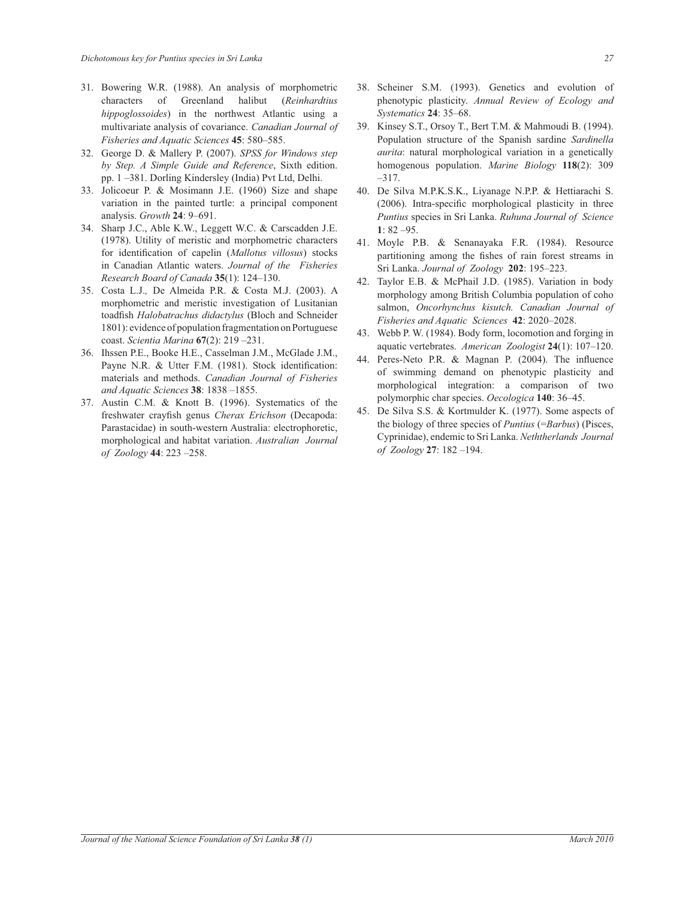31. Bowering W.R. (1988). An analysis of morphometric characters of Greenland halibut (*Reinhardtius hippoglossoides*) in the northwest Atlantic using a multivariate analysis of covariance. *Canadian Journal of Fisheries and Aquatic Sciences* **45**: 580–585.
32. George D. & Mallery P. (2007). *SPSS for Windows step by Step. A Simple Guide and Reference*, Sixth edition. pp. 1 –381. Dorling Kindersley (India) Pvt Ltd, Delhi.
33. Jolicoeur P. & Mosimann J.E. (1960) Size and shape variation in the painted turtle: a principal component analysis. *Growth* **24**: 9–691.
34. Sharp J.C., Able K.W., Leggett W.C. & Carscadden J.E. (1978). Utility of meristic and morphometric characters for identification of capelin (*Mallotus villosus*) stocks in Canadian Atlantic waters. *Journal of the Fisheries Research Board of Canada* **35**(1): 124–130.
35. Costa L.J., De Almeida P.R. & Costa M.J. (2003). A morphometric and meristic investigation of Lusitanian toadfish *Halobatrachus didactylus* (Bloch and Schneider 1801): evidence of population fragmentation on Portuguese coast. *Scientia Marina* **67**(2): 219 –231.
36. Ihssen P.E., Booke H.E., Casselman J.M., McGlade J.M., Payne N.R. & Utter F.M. (1981). Stock identification: materials and methods. *Canadian Journal of Fisheries and Aquatic Sciences* **38**: 1838 –1855.
37. Austin C.M. & Knott B. (1996). Systematics of the freshwater crayfish genus *Cherax Erichson* (Decapoda: Parastacidae) in south-western Australia: electrophoretic, morphological and habitat variation. *Australian Journal of Zoology* **44**: 223 –258.
38. Scheiner S.M. (1993). Genetics and evolution of phenotypic plasticity. *Annual Review of Ecology and Systematics* **24**: 35–68.
39. Kinsey S.T., Orsoy T., Bert T.M. & Mahmoudi B. (1994). Population structure of the Spanish sardine *Sardinella aurita*: natural morphological variation in a genetically homogenous population. *Marine Biology* **118**(2): 309 –317.
40. De Silva M.P.K.S.K., Liyanage N.P.P. & Hettiarachi S. (2006). Intra-specific morphological plasticity in three *Puntius* species in Sri Lanka. *Ruhuna Journal of Science* **1**: 82 –95.
41. Moyle P.B. & Senanayaka F.R. (1984). Resource partitioning among the fishes of rain forest streams in Sri Lanka. *Journal of Zoology* **202**: 195–223.
42. Taylor E.B. & McPhail J.D. (1985). Variation in body morphology among British Columbia population of coho salmon, *Oncorhynchus kisutch. Canadian Journal of Fisheries and Aquatic Sciences* **42**: 2020–2028.
43. Webb P. W. (1984). Body form, locomotion and forging in aquatic vertebrates. *American Zoologist* **24**(1): 107–120.
44. Peres-Neto P.R. & Magnan P. (2004). The influence of swimming demand on phenotypic plasticity and morphological integration: a comparison of two polymorphic char species. *Oecologica* **140**: 36–45.
45. De Silva S.S. & Kortmulder K. (1977). Some aspects of the biology of three species of *Puntius* (=*Barbus*) (Pisces, Cyprinidae), endemic to Sri Lanka. *Neththerlands Journal of Zoology* **27**: 182 –194.